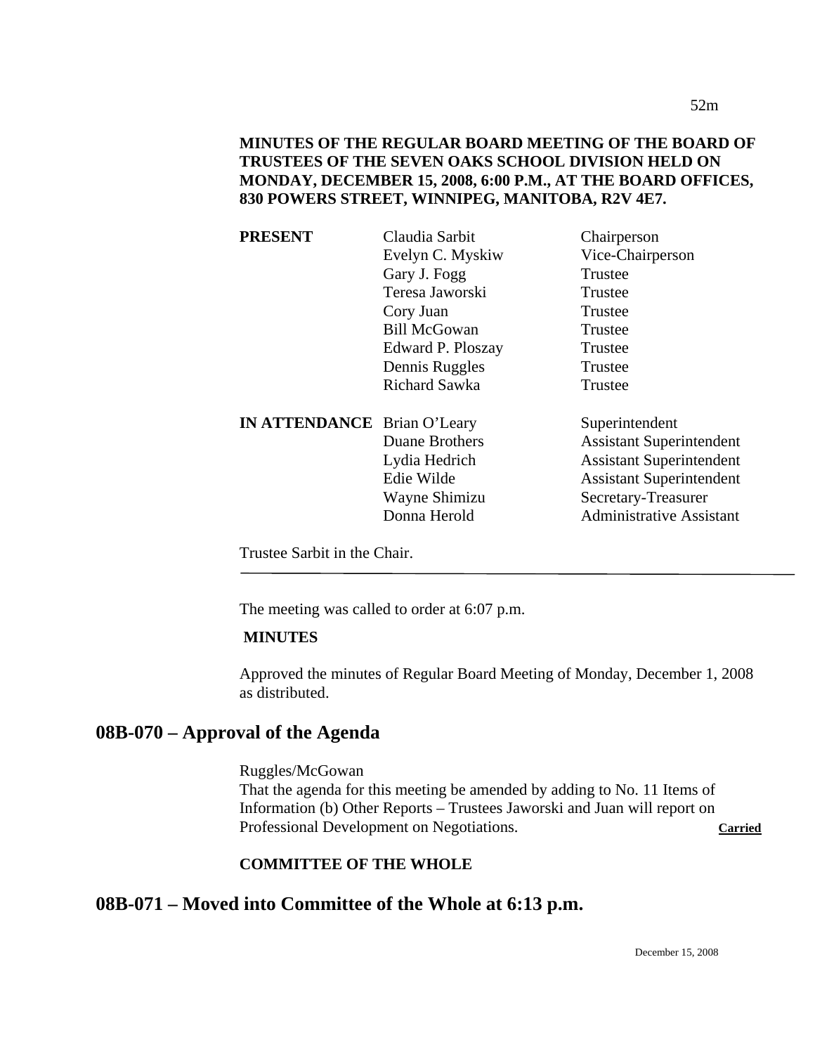**MINUTES OF THE REGULAR BOARD MEETING OF THE BOARD OF TRUSTEES OF THE SEVEN OAKS SCHOOL DIVISION HELD ON MONDAY, DECEMBER 15, 2008, 6:00 P.M., AT THE BOARD OFFICES, 830 POWERS STREET, WINNIPEG, MANITOBA, R2V 4E7.**

| | | |
|---|---|---|
| **PRESENT** | Claudia Sarbit | Chairperson |
| | Evelyn C. Myskiw | Vice-Chairperson |
| | Gary J. Fogg | Trustee |
| | Teresa Jaworski | Trustee |
| | Cory Juan | Trustee |
| | Bill McGowan | Trustee |
| | Edward P. Ploszay | Trustee |
| | Dennis Ruggles | Trustee |
| | Richard Sawka | Trustee |
| **IN ATTENDANCE** | Brian O'Leary | Superintendent |
| | Duane Brothers | Assistant Superintendent |
| | Lydia Hedrich | Assistant Superintendent |
| | Edie Wilde | Assistant Superintendent |
| | Wayne Shimizu | Secretary-Treasurer |
| | Donna Herold | Administrative Assistant |

Trustee Sarbit in the Chair.

---

The meeting was called to order at 6:07 p.m.

**MINUTES**

Approved the minutes of Regular Board Meeting of Monday, December 1, 2008 as distributed.

## 08B-070 – Approval of the Agenda

Ruggles/McGowan
That the agenda for this meeting be amended by adding to No. 11 Items of Information (b) Other Reports – Trustees Jaworski and Juan will report on Professional Development on Negotiations. **Carried**

**COMMITTEE OF THE WHOLE**

## 08B-071 – Moved into Committee of the Whole at 6:13 p.m.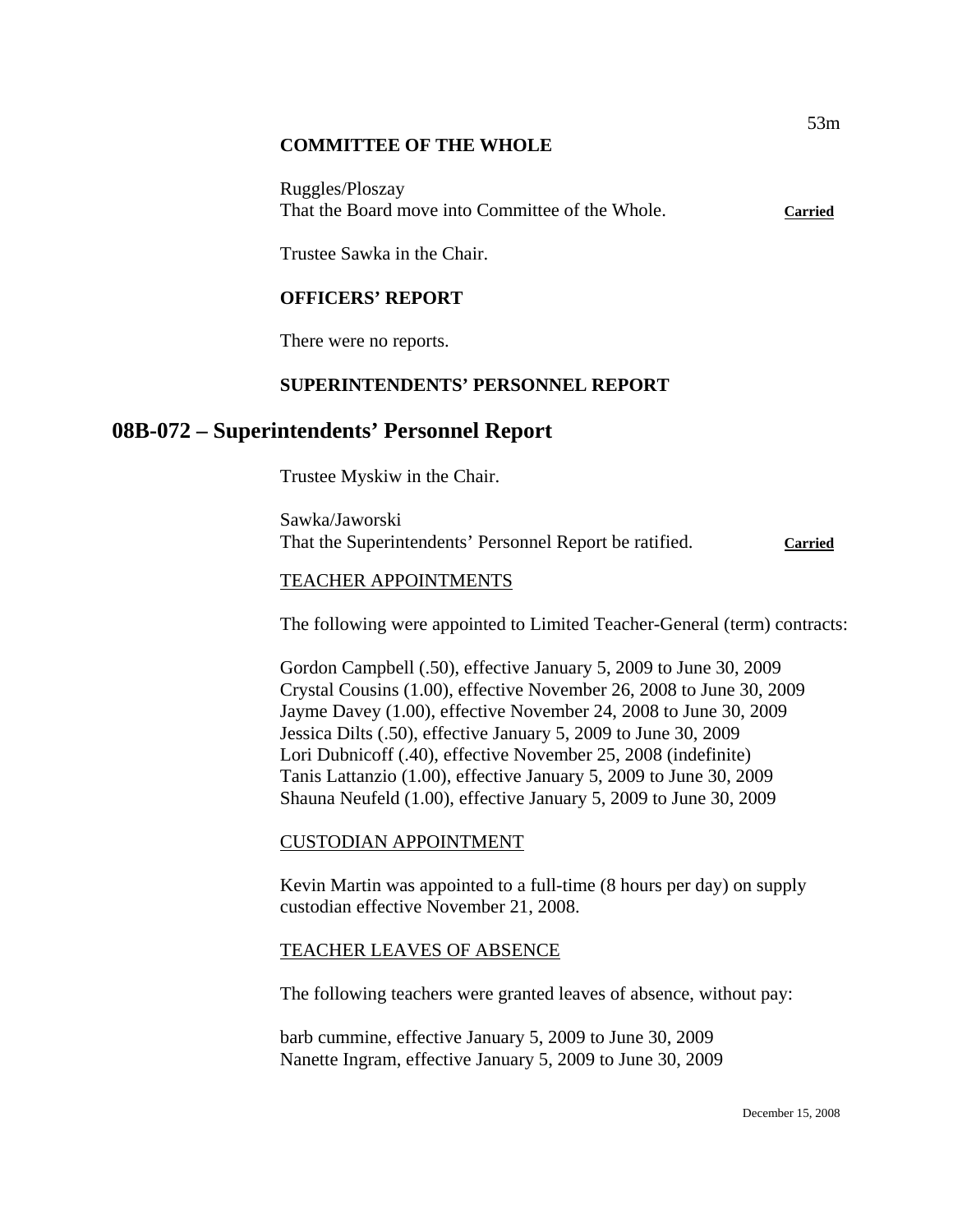**COMMITTEE OF THE WHOLE**

Ruggles/Ploszay
That the Board move into Committee of the Whole. **Carried**

Trustee Sawka in the Chair.

**OFFICERS' REPORT**

There were no reports.

**SUPERINTENDENTS' PERSONNEL REPORT**

## 08B-072 – Superintendents' Personnel Report

Trustee Myskiw in the Chair.

Sawka/Jaworski
That the Superintendents' Personnel Report be ratified. **Carried**

TEACHER APPOINTMENTS

The following were appointed to Limited Teacher-General (term) contracts:

Gordon Campbell (.50), effective January 5, 2009 to June 30, 2009
Crystal Cousins (1.00), effective November 26, 2008 to June 30, 2009
Jayme Davey (1.00), effective November 24, 2008 to June 30, 2009
Jessica Dilts (.50), effective January 5, 2009 to June 30, 2009
Lori Dubnicoff (.40), effective November 25, 2008 (indefinite)
Tanis Lattanzio (1.00), effective January 5, 2009 to June 30, 2009
Shauna Neufeld (1.00), effective January 5, 2009 to June 30, 2009

CUSTODIAN APPOINTMENT

Kevin Martin was appointed to a full-time (8 hours per day) on supply custodian effective November 21, 2008.

TEACHER LEAVES OF ABSENCE

The following teachers were granted leaves of absence, without pay:

barb cummine, effective January 5, 2009 to June 30, 2009
Nanette Ingram, effective January 5, 2009 to June 30, 2009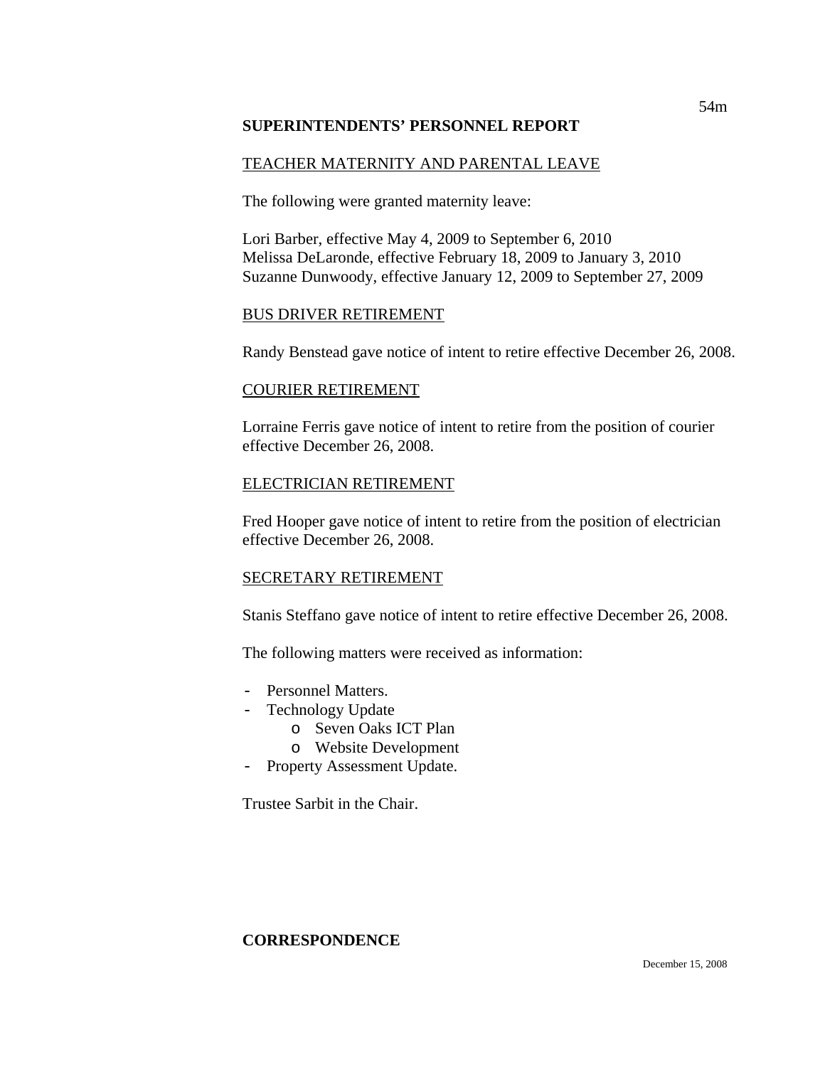## SUPERINTENDENTS' PERSONNEL REPORT

TEACHER MATERNITY AND PARENTAL LEAVE

The following were granted maternity leave:

Lori Barber, effective May 4, 2009 to September 6, 2010
Melissa DeLaronde, effective February 18, 2009 to January 3, 2010
Suzanne Dunwoody, effective January 12, 2009 to September 27, 2009

BUS DRIVER RETIREMENT

Randy Benstead gave notice of intent to retire effective December 26, 2008.

COURIER RETIREMENT

Lorraine Ferris gave notice of intent to retire from the position of courier effective December 26, 2008.

ELECTRICIAN RETIREMENT

Fred Hooper gave notice of intent to retire from the position of electrician effective December 26, 2008.

SECRETARY RETIREMENT

Stanis Steffano gave notice of intent to retire effective December 26, 2008.

The following matters were received as information:

- Personnel Matters.
- Technology Update
  - Seven Oaks ICT Plan
  - Website Development
- Property Assessment Update.

Trustee Sarbit in the Chair.

## CORRESPONDENCE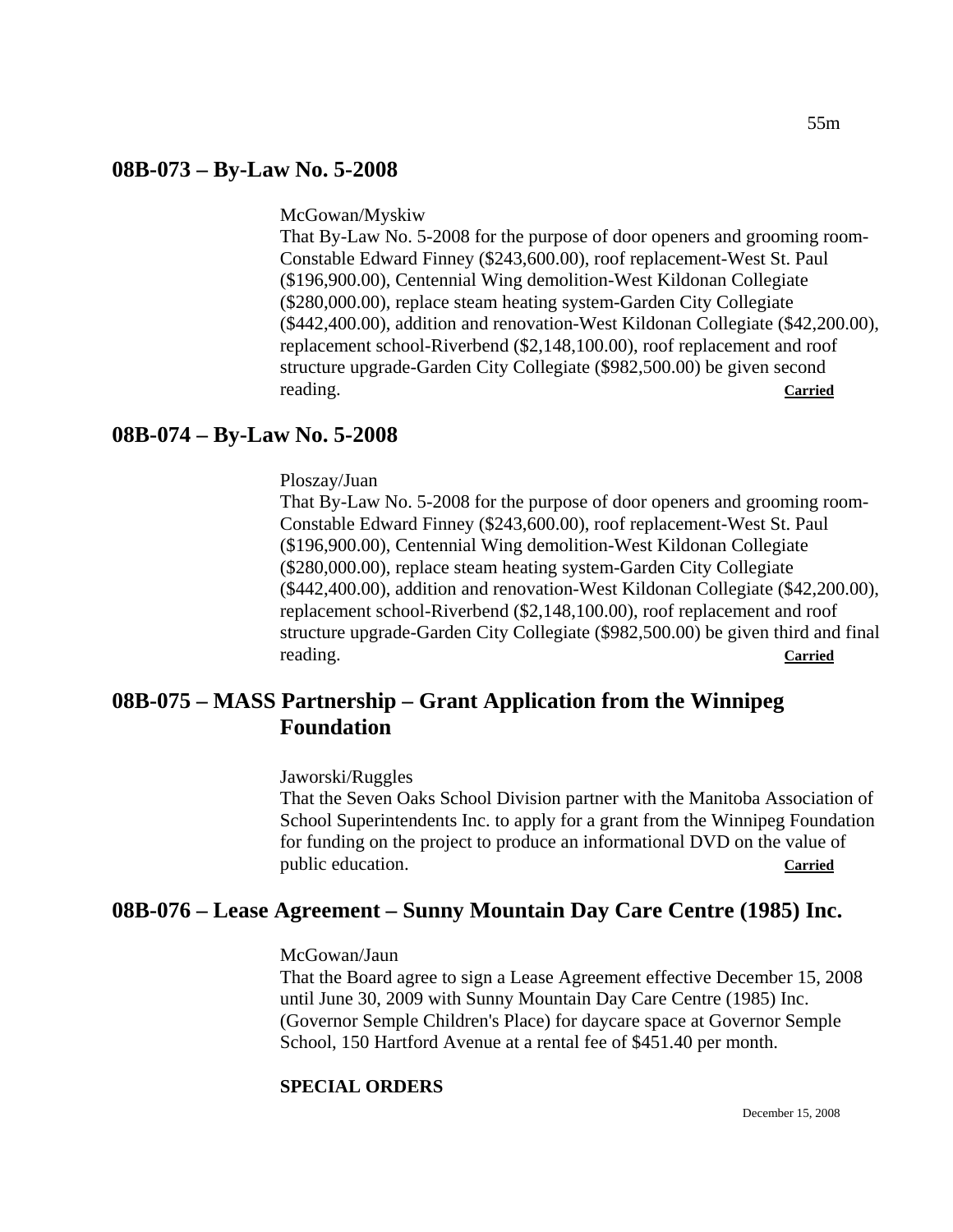## 08B-073 – By-Law No. 5-2008

McGowan/Myskiw

That By-Law No. 5-2008 for the purpose of door openers and grooming room-Constable Edward Finney ($243,600.00), roof replacement-West St. Paul ($196,900.00), Centennial Wing demolition-West Kildonan Collegiate ($280,000.00), replace steam heating system-Garden City Collegiate ($442,400.00), addition and renovation-West Kildonan Collegiate ($42,200.00), replacement school-Riverbend ($2,148,100.00), roof replacement and roof structure upgrade-Garden City Collegiate ($982,500.00) be given second reading. **Carried**

## 08B-074 – By-Law No. 5-2008

Ploszay/Juan

That By-Law No. 5-2008 for the purpose of door openers and grooming room-Constable Edward Finney ($243,600.00), roof replacement-West St. Paul ($196,900.00), Centennial Wing demolition-West Kildonan Collegiate ($280,000.00), replace steam heating system-Garden City Collegiate ($442,400.00), addition and renovation-West Kildonan Collegiate ($42,200.00), replacement school-Riverbend ($2,148,100.00), roof replacement and roof structure upgrade-Garden City Collegiate ($982,500.00) be given third and final reading. **Carried**

## 08B-075 – MASS Partnership – Grant Application from the Winnipeg Foundation

Jaworski/Ruggles

That the Seven Oaks School Division partner with the Manitoba Association of School Superintendents Inc. to apply for a grant from the Winnipeg Foundation for funding on the project to produce an informational DVD on the value of public education. **Carried**

## 08B-076 – Lease Agreement – Sunny Mountain Day Care Centre (1985) Inc.

McGowan/Jaun

That the Board agree to sign a Lease Agreement effective December 15, 2008 until June 30, 2009 with Sunny Mountain Day Care Centre (1985) Inc. (Governor Semple Children's Place) for daycare space at Governor Semple School, 150 Hartford Avenue at a rental fee of $451.40 per month.

**SPECIAL ORDERS**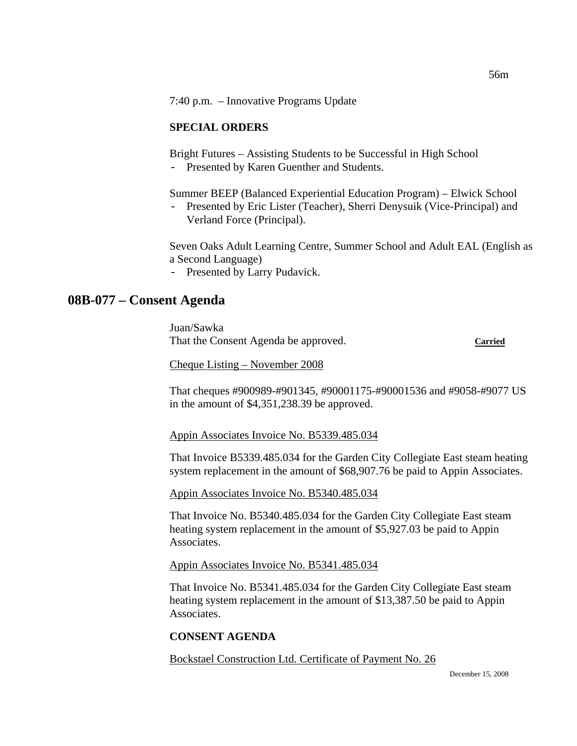7:40 p.m. – Innovative Programs Update

**SPECIAL ORDERS**

Bright Futures – Assisting Students to be Successful in High School

- Presented by Karen Guenther and Students.

Summer BEEP (Balanced Experiential Education Program) – Elwick School

- Presented by Eric Lister (Teacher), Sherri Denysuik (Vice-Principal) and Verland Force (Principal).

Seven Oaks Adult Learning Centre, Summer School and Adult EAL (English as a Second Language)

- Presented by Larry Pudavick.

## 08B-077 – Consent Agenda

Juan/Sawka
That the Consent Agenda be approved. **Carried**

Cheque Listing – November 2008

That cheques #900989-#901345, #90001175-#90001536 and #9058-#9077 US in the amount of $4,351,238.39 be approved.

Appin Associates Invoice No. B5339.485.034

That Invoice B5339.485.034 for the Garden City Collegiate East steam heating system replacement in the amount of $68,907.76 be paid to Appin Associates.

Appin Associates Invoice No. B5340.485.034

That Invoice No. B5340.485.034 for the Garden City Collegiate East steam heating system replacement in the amount of $5,927.03 be paid to Appin Associates.

Appin Associates Invoice No. B5341.485.034

That Invoice No. B5341.485.034 for the Garden City Collegiate East steam heating system replacement in the amount of $13,387.50 be paid to Appin Associates.

**CONSENT AGENDA**

Bockstael Construction Ltd. Certificate of Payment No. 26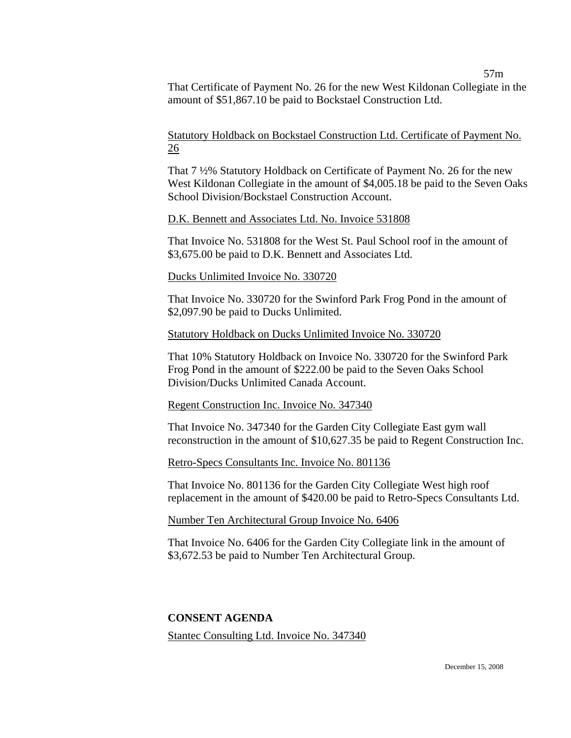That Certificate of Payment No. 26 for the new West Kildonan Collegiate in the amount of $51,867.10 be paid to Bockstael Construction Ltd.

Statutory Holdback on Bockstael Construction Ltd. Certificate of Payment No. 26

That 7 ½% Statutory Holdback on Certificate of Payment No. 26 for the new West Kildonan Collegiate in the amount of $4,005.18 be paid to the Seven Oaks School Division/Bockstael Construction Account.

D.K. Bennett and Associates Ltd. No. Invoice 531808

That Invoice No. 531808 for the West St. Paul School roof in the amount of $3,675.00 be paid to D.K. Bennett and Associates Ltd.

Ducks Unlimited Invoice No. 330720

That Invoice No. 330720 for the Swinford Park Frog Pond in the amount of $2,097.90 be paid to Ducks Unlimited.

Statutory Holdback on Ducks Unlimited Invoice No. 330720

That 10% Statutory Holdback on Invoice No. 330720 for the Swinford Park Frog Pond in the amount of $222.00 be paid to the Seven Oaks School Division/Ducks Unlimited Canada Account.

Regent Construction Inc. Invoice No. 347340

That Invoice No. 347340 for the Garden City Collegiate East gym wall reconstruction in the amount of $10,627.35 be paid to Regent Construction Inc.

Retro-Specs Consultants Inc. Invoice No. 801136

That Invoice No. 801136 for the Garden City Collegiate West high roof replacement in the amount of $420.00 be paid to Retro-Specs Consultants Ltd.

Number Ten Architectural Group Invoice No. 6406

That Invoice No. 6406 for the Garden City Collegiate link in the amount of $3,672.53 be paid to Number Ten Architectural Group.

**CONSENT AGENDA**

Stantec Consulting Ltd. Invoice No. 347340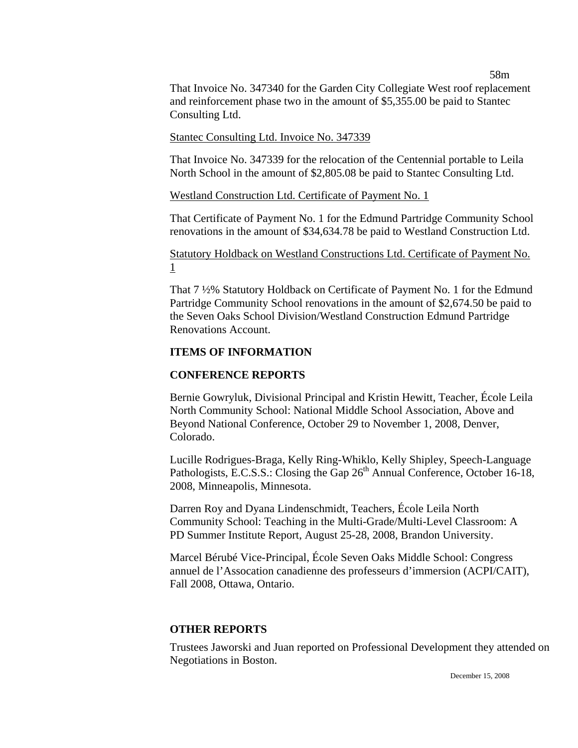That Invoice No. 347340 for the Garden City Collegiate West roof replacement and reinforcement phase two in the amount of $5,355.00 be paid to Stantec Consulting Ltd.

Stantec Consulting Ltd. Invoice No. 347339

That Invoice No. 347339 for the relocation of the Centennial portable to Leila North School in the amount of $2,805.08 be paid to Stantec Consulting Ltd.

Westland Construction Ltd. Certificate of Payment No. 1

That Certificate of Payment No. 1 for the Edmund Partridge Community School renovations in the amount of $34,634.78 be paid to Westland Construction Ltd.

Statutory Holdback on Westland Constructions Ltd. Certificate of Payment No. 1

That 7 ½% Statutory Holdback on Certificate of Payment No. 1 for the Edmund Partridge Community School renovations in the amount of $2,674.50 be paid to the Seven Oaks School Division/Westland Construction Edmund Partridge Renovations Account.

**ITEMS OF INFORMATION**

**CONFERENCE REPORTS**

Bernie Gowryluk, Divisional Principal and Kristin Hewitt, Teacher, École Leila North Community School: National Middle School Association, Above and Beyond National Conference, October 29 to November 1, 2008, Denver, Colorado.

Lucille Rodrigues-Braga, Kelly Ring-Whiklo, Kelly Shipley, Speech-Language Pathologists, E.C.S.S.: Closing the Gap 26th Annual Conference, October 16-18, 2008, Minneapolis, Minnesota.

Darren Roy and Dyana Lindenschmidt, Teachers, École Leila North Community School: Teaching in the Multi-Grade/Multi-Level Classroom: A PD Summer Institute Report, August 25-28, 2008, Brandon University.

Marcel Bérubé Vice-Principal, École Seven Oaks Middle School: Congress annuel de l'Assocation canadienne des professeurs d'immersion (ACPI/CAIT), Fall 2008, Ottawa, Ontario.

**OTHER REPORTS**

Trustees Jaworski and Juan reported on Professional Development they attended on Negotiations in Boston.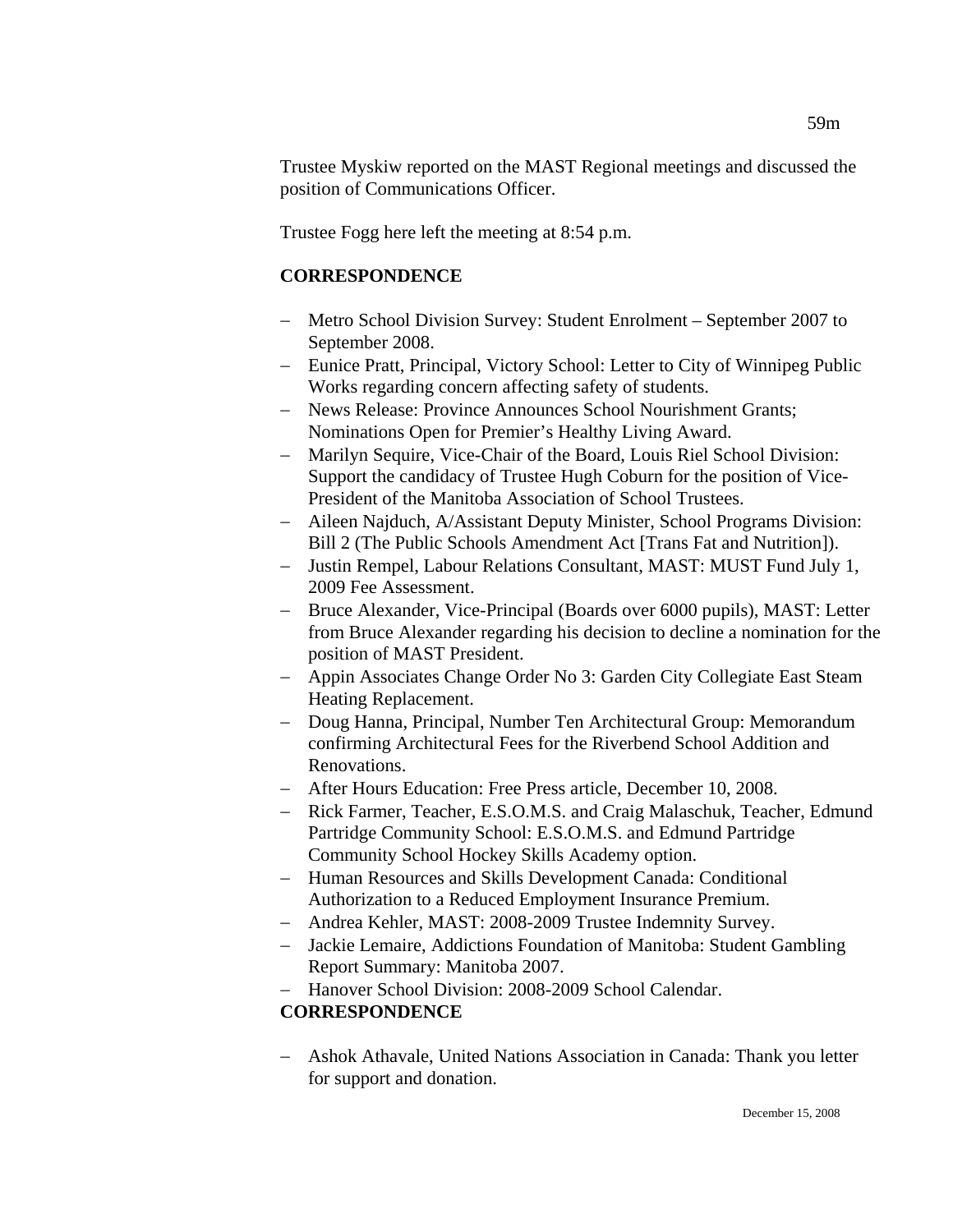Trustee Myskiw reported on the MAST Regional meetings and discussed the position of Communications Officer.

Trustee Fogg here left the meeting at 8:54 p.m.

**CORRESPONDENCE**

- Metro School Division Survey: Student Enrolment – September 2007 to September 2008.
- Eunice Pratt, Principal, Victory School: Letter to City of Winnipeg Public Works regarding concern affecting safety of students.
- News Release: Province Announces School Nourishment Grants; Nominations Open for Premier's Healthy Living Award.
- Marilyn Sequire, Vice-Chair of the Board, Louis Riel School Division: Support the candidacy of Trustee Hugh Coburn for the position of Vice-President of the Manitoba Association of School Trustees.
- Aileen Najduch, A/Assistant Deputy Minister, School Programs Division: Bill 2 (The Public Schools Amendment Act [Trans Fat and Nutrition]).
- Justin Rempel, Labour Relations Consultant, MAST: MUST Fund July 1, 2009 Fee Assessment.
- Bruce Alexander, Vice-Principal (Boards over 6000 pupils), MAST: Letter from Bruce Alexander regarding his decision to decline a nomination for the position of MAST President.
- Appin Associates Change Order No 3: Garden City Collegiate East Steam Heating Replacement.
- Doug Hanna, Principal, Number Ten Architectural Group: Memorandum confirming Architectural Fees for the Riverbend School Addition and Renovations.
- After Hours Education: Free Press article, December 10, 2008.
- Rick Farmer, Teacher, E.S.O.M.S. and Craig Malaschuk, Teacher, Edmund Partridge Community School: E.S.O.M.S. and Edmund Partridge Community School Hockey Skills Academy option.
- Human Resources and Skills Development Canada: Conditional Authorization to a Reduced Employment Insurance Premium.
- Andrea Kehler, MAST: 2008-2009 Trustee Indemnity Survey.
- Jackie Lemaire, Addictions Foundation of Manitoba: Student Gambling Report Summary: Manitoba 2007.
- Hanover School Division: 2008-2009 School Calendar.

**CORRESPONDENCE**

- Ashok Athavale, United Nations Association in Canada: Thank you letter for support and donation.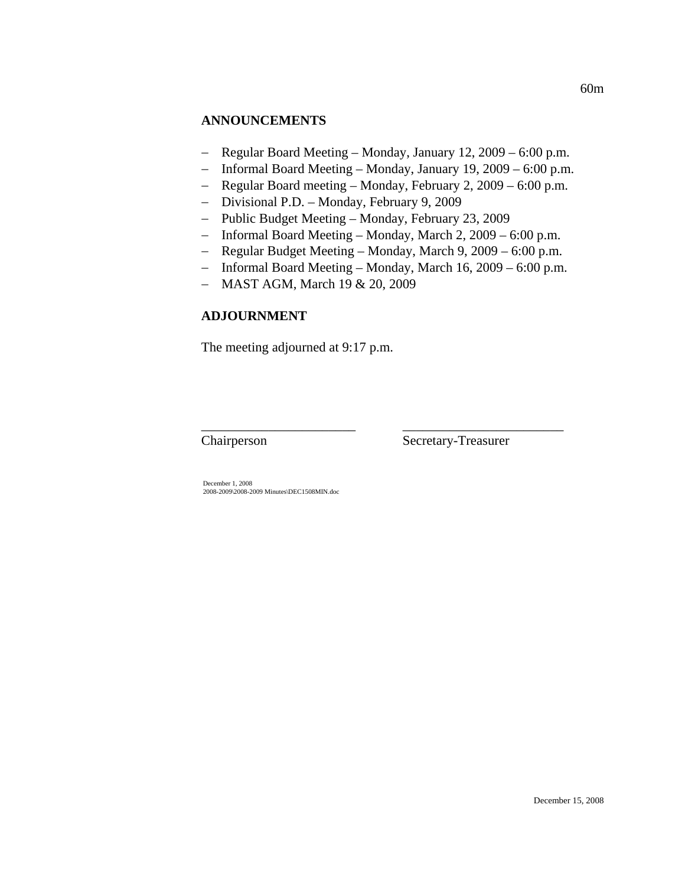## ANNOUNCEMENTS

- Regular Board Meeting – Monday, January 12, 2009 – 6:00 p.m.
- Informal Board Meeting – Monday, January 19, 2009 – 6:00 p.m.
- Regular Board meeting – Monday, February 2, 2009 – 6:00 p.m.
- Divisional P.D. – Monday, February 9, 2009
- Public Budget Meeting – Monday, February 23, 2009
- Informal Board Meeting – Monday, March 2, 2009 – 6:00 p.m.
- Regular Budget Meeting – Monday, March 9, 2009 – 6:00 p.m.
- Informal Board Meeting – Monday, March 16, 2009 – 6:00 p.m.
- MAST AGM, March 19 & 20, 2009

## ADJOURNMENT

The meeting adjourned at 9:17 p.m.

_______________________ _______________________

Chairperson Secretary-Treasurer

December 1, 2008
2008-2009\2008-2009 Minutes\DEC1508MIN.doc